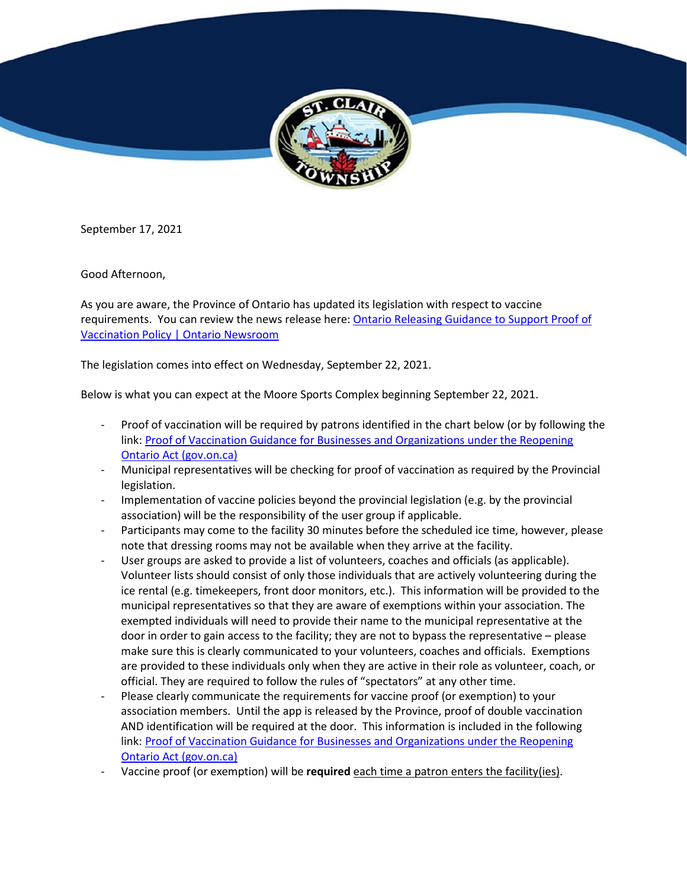September 17, 2021

Good Afternoon,

As you are aware, the Province of Ontario has updated its legislation with respect to vaccine requirements. You can review the news release here: [Ontario Releasing Guidance to Support Proof of Vaccination Policy | Ontario Newsroom]()

The legislation comes into effect on Wednesday, September 22, 2021.

Below is what you can expect at the Moore Sports Complex beginning September 22, 2021.

- Proof of vaccination will be required by patrons identified in the chart below (or by following the link: [Proof of Vaccination Guidance for Businesses and Organizations under the Reopening Ontario Act (gov.on.ca)]()
- Municipal representatives will be checking for proof of vaccination as required by the Provincial legislation.
- Implementation of vaccine policies beyond the provincial legislation (e.g. by the provincial association) will be the responsibility of the user group if applicable.
- Participants may come to the facility 30 minutes before the scheduled ice time, however, please note that dressing rooms may not be available when they arrive at the facility.
- User groups are asked to provide a list of volunteers, coaches and officials (as applicable). Volunteer lists should consist of only those individuals that are actively volunteering during the ice rental (e.g. timekeepers, front door monitors, etc.). This information will be provided to the municipal representatives so that they are aware of exemptions within your association. The exempted individuals will need to provide their name to the municipal representative at the door in order to gain access to the facility; they are not to bypass the representative – please make sure this is clearly communicated to your volunteers, coaches and officials. Exemptions are provided to these individuals only when they are active in their role as volunteer, coach, or official. They are required to follow the rules of "spectators" at any other time.
- Please clearly communicate the requirements for vaccine proof (or exemption) to your association members. Until the app is released by the Province, proof of double vaccination AND identification will be required at the door. This information is included in the following link: [Proof of Vaccination Guidance for Businesses and Organizations under the Reopening Ontario Act (gov.on.ca)]()
- Vaccine proof (or exemption) will be **required** <u>each time a patron enters the facility(ies)</u>.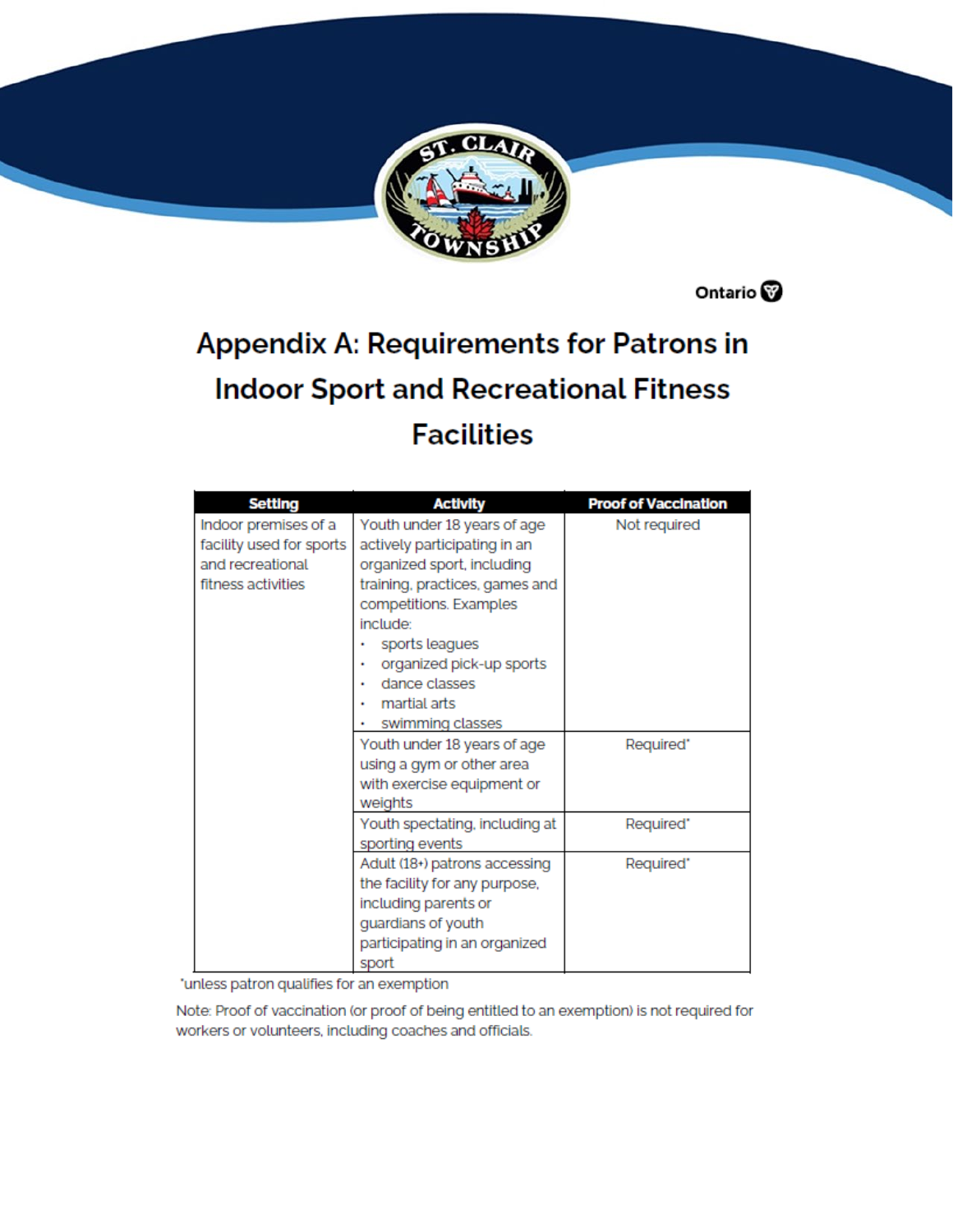Ontario

# Appendix A: Requirements for Patrons in Indoor Sport and Recreational Fitness Facilities

| Setting | Activity | Proof of Vaccination |
|---|---|---|
| Indoor premises of a facility used for sports and recreational fitness activities | Youth under 18 years of age actively participating in an organized sport, including training, practices, games and competitions. Examples include: • sports leagues • organized pick-up sports • dance classes • martial arts • swimming classes | Not required |
| | Youth under 18 years of age using a gym or other area with exercise equipment or weights | Required* |
| | Youth spectating, including at sporting events | Required* |
| | Adult (18+) patrons accessing the facility for any purpose, including parents or guardians of youth participating in an organized sport | Required* |

*unless patron qualifies for an exemption

Note: Proof of vaccination (or proof of being entitled to an exemption) is not required for workers or volunteers, including coaches and officials.